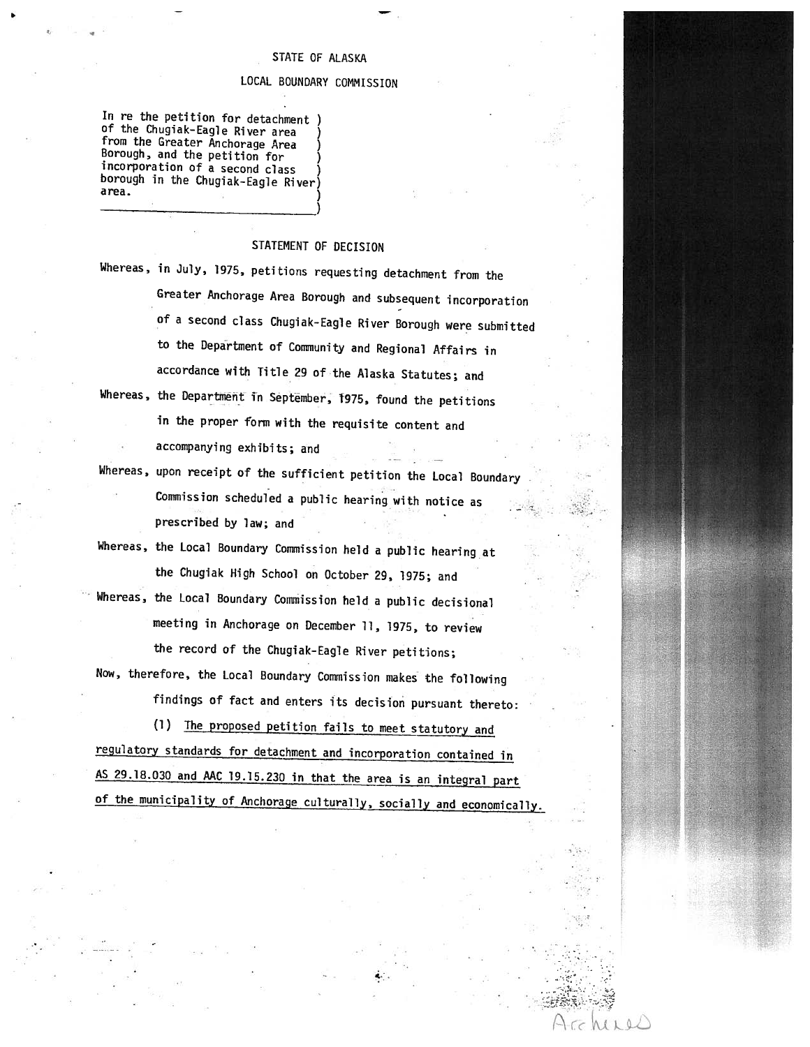STATE OF ALASKA

LOCAL BOUNDARY COMMISSION

In re the petition for detachment of the Chugiak-Eagle River area from the Greater Anchorage Area Borough, and the petition for incorporation of a second class borough in the Chugiak-Eagle River area.

## STATEMENT OF DECISION

Whereas, in July, 1975, petitions requesting detachment from the Greater Anchorage Area Borough and subsequent incorporation of a second class Chugiak-Eagle River Borough were submitted to the Department of Community and Regional Affairs in accordance with Title 29 of the Alaska Statutes; and

Whereas, the Department in September, 1975, found the petitions in the proper form with the requisite content and accompanying exhibits; and

Whereas, upon receipt of the sufficient petition the Local Boundary Commission scheduled a public hearing with notice as prescribed by law; and

Whereas, the Local Boundary Commission held a public hearing at the Chugiak High School on October 29, 1975; and

Whereas, the Local Boundary Commission held a public decisional meeting in Anchorage on December 11, 1975, to review the record of the Chugiak-Eagle River petitions;

Now, therefore, the Local Boundary Commission makes the following findings of fact and enters its decision pursuant thereto:

(1) The proposed petition fails to meet statutory and regulatory standards for detachment and incorporation contained in AS 29.18.030 and AAC 19.15.230 in that the area is an integral part of the municipality of Anchorage culturally, socially and economically.

Archives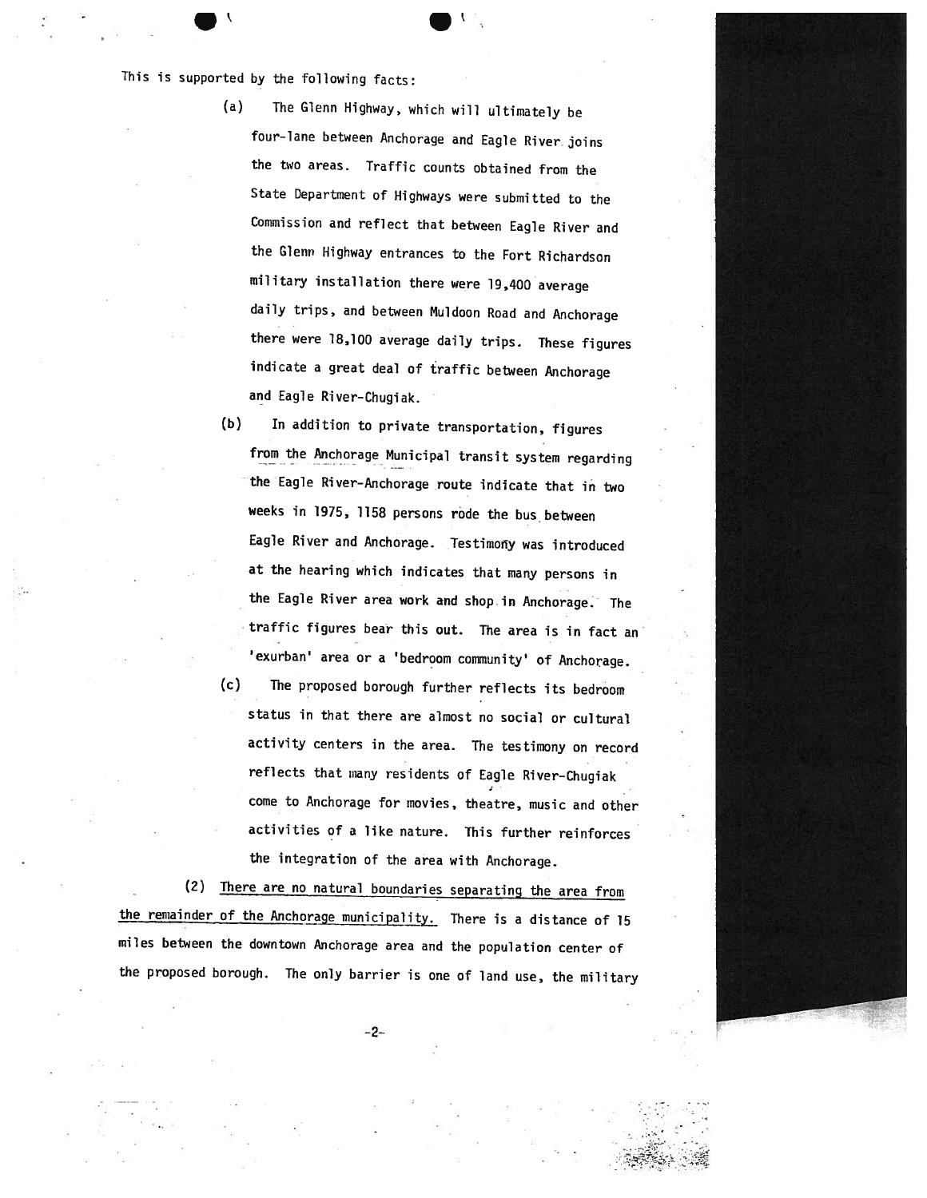This is supported by the following facts:

(a) The Glenn Highway, which will ultimately be four-lane between Anchorage and Eagle River joins the two areas. Traffic counts obtained from the State Department of Highways were submitted to the Commission and reflect that between Eagle River and the Glenn Highway entrances to the Fort Richardson military installation there were 19,400 average daily trips, and between Muldoon Road and Anchorage there were 18,100 average daily trips. These figures indicate a great deal of traffic between Anchorage and Eagle River-Chugiak.

(b) In addition to private transportation, figures from the Anchorage Municipal transit system regarding the Eagle River-Anchorage route indicate that in two weeks in 1975, 1158 persons rode the bus between Eagle River and Anchorage. Testimony was introduced at the hearing which indicates that many persons in the Eagle River area work and shop in Anchorage. The traffic figures bear this out. The area is in fact an 'exurban' area or a 'bedroom community' of Anchorage.

(c) The proposed borough further reflects its bedroom status in that there are almost no social or cultural activity centers in the area. The testimony on record reflects that many residents of Eagle River-Chugiak come to Anchorage for movies, theatre, music and other activities of a like nature. This further reinforces the integration of the area with Anchorage.

(2) <u>There are no natural boundaries separating the area from the remainder of the Anchorage municipality.</u> There is a distance of 15 miles between the downtown Anchorage area and the population center of the proposed borough. The only barrier is one of land use, the military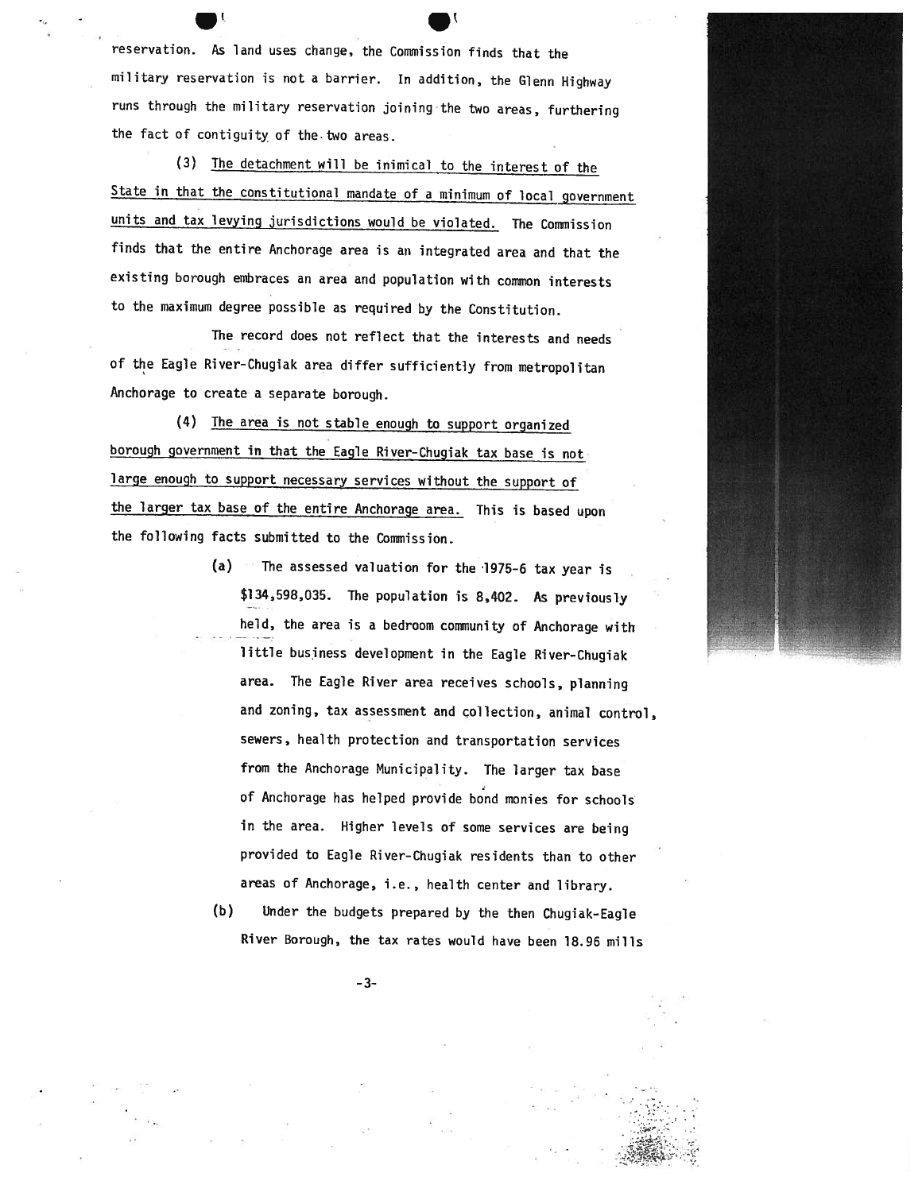reservation. As land uses change, the Commission finds that the military reservation is not a barrier. In addition, the Glenn Highway runs through the military reservation joining the two areas, furthering the fact of contiguity of the two areas.

(3) The detachment will be inimical to the interest of the State in that the constitutional mandate of a minimum of local government units and tax levying jurisdictions would be violated. The Commission finds that the entire Anchorage area is an integrated area and that the existing borough embraces an area and population with common interests to the maximum degree possible as required by the Constitution.

The record does not reflect that the interests and needs of the Eagle River-Chugiak area differ sufficiently from metropolitan Anchorage to create a separate borough.

(4) The area is not stable enough to support organized borough government in that the Eagle River-Chugiak tax base is not large enough to support necessary services without the support of the larger tax base of the entire Anchorage area. This is based upon the following facts submitted to the Commission.

(a) The assessed valuation for the 1975-6 tax year is $134,598,035. The population is 8,402. As previously held, the area is a bedroom community of Anchorage with little business development in the Eagle River-Chugiak area. The Eagle River area receives schools, planning and zoning, tax assessment and collection, animal control, sewers, health protection and transportation services from the Anchorage Municipality. The larger tax base of Anchorage has helped provide bond monies for schools in the area. Higher levels of some services are being provided to Eagle River-Chugiak residents than to other areas of Anchorage, i.e., health center and library.

(b) Under the budgets prepared by the then Chugiak-Eagle River Borough, the tax rates would have been 18.96 mills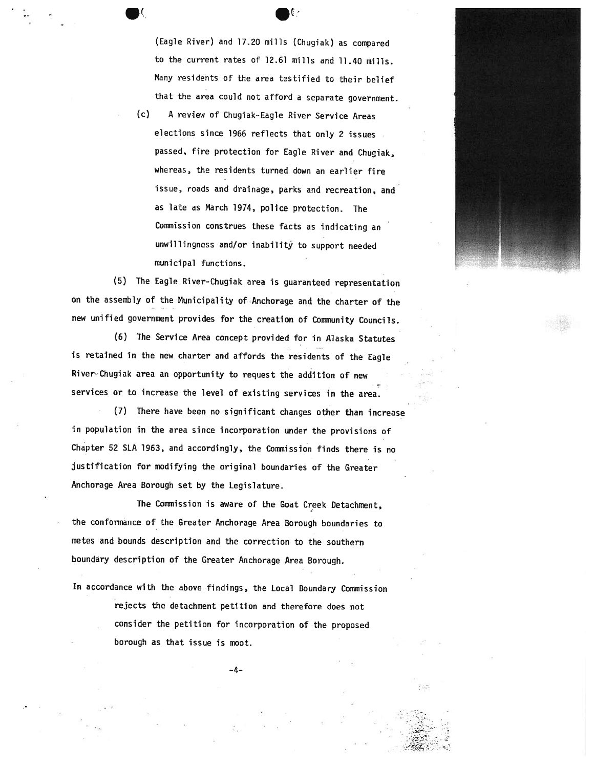(Eagle River) and 17.20 mills (Chugiak) as compared to the current rates of 12.61 mills and 11.40 mills. Many residents of the area testified to their belief that the area could not afford a separate government.

(c) A review of Chugiak-Eagle River Service Areas elections since 1966 reflects that only 2 issues passed, fire protection for Eagle River and Chugiak, whereas, the residents turned down an earlier fire issue, roads and drainage, parks and recreation, and as late as March 1974, police protection. The Commission construes these facts as indicating an unwillingness and/or inability to support needed municipal functions.

(5) The Eagle River-Chugiak area is guaranteed representation on the assembly of the Municipality of Anchorage and the charter of the new unified government provides for the creation of Community Councils.

(6) The Service Area concept provided for in Alaska Statutes is retained in the new charter and affords the residents of the Eagle River-Chugiak area an opportunity to request the addition of new services or to increase the level of existing services in the area.

(7) There have been no significant changes other than increase in population in the area since incorporation under the provisions of Chapter 52 SLA 1963, and accordingly, the Commission finds there is no justification for modifying the original boundaries of the Greater Anchorage Area Borough set by the Legislature.

The Commission is aware of the Goat Creek Detachment, the conformance of the Greater Anchorage Area Borough boundaries to metes and bounds description and the correction to the southern boundary description of the Greater Anchorage Area Borough.

In accordance with the above findings, the Local Boundary Commission rejects the detachment petition and therefore does not consider the petition for incorporation of the proposed borough as that issue is moot.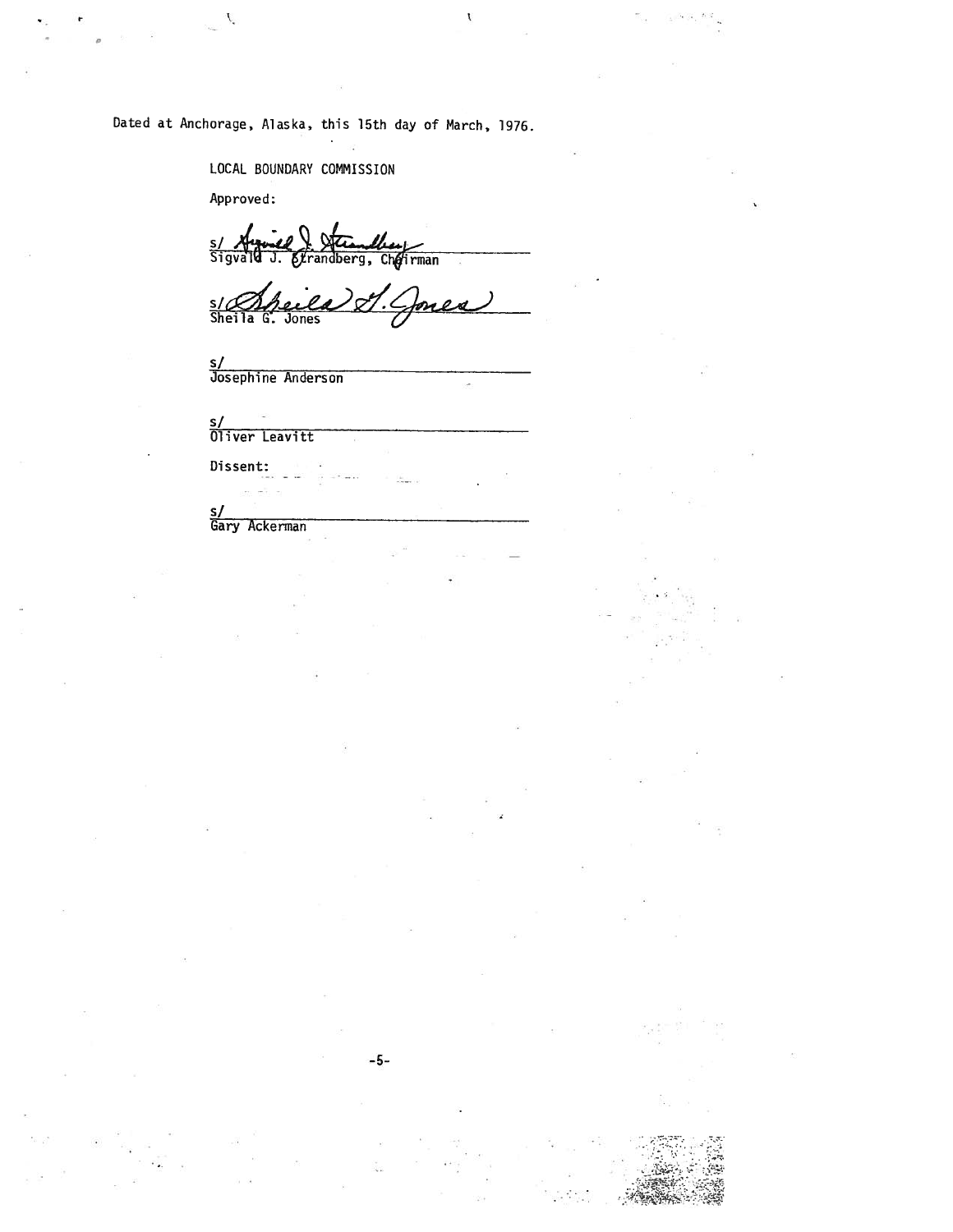Dated at Anchorage, Alaska, this 15th day of March, 1976.

LOCAL BOUNDARY COMMISSION

Approved:

s/ Sigvald J. Strandberg, Chairman

s/ Sheila G. Jones

s/ Josephine Anderson

s/ Oliver Leavitt

Dissent:

s/ Gary Ackerman